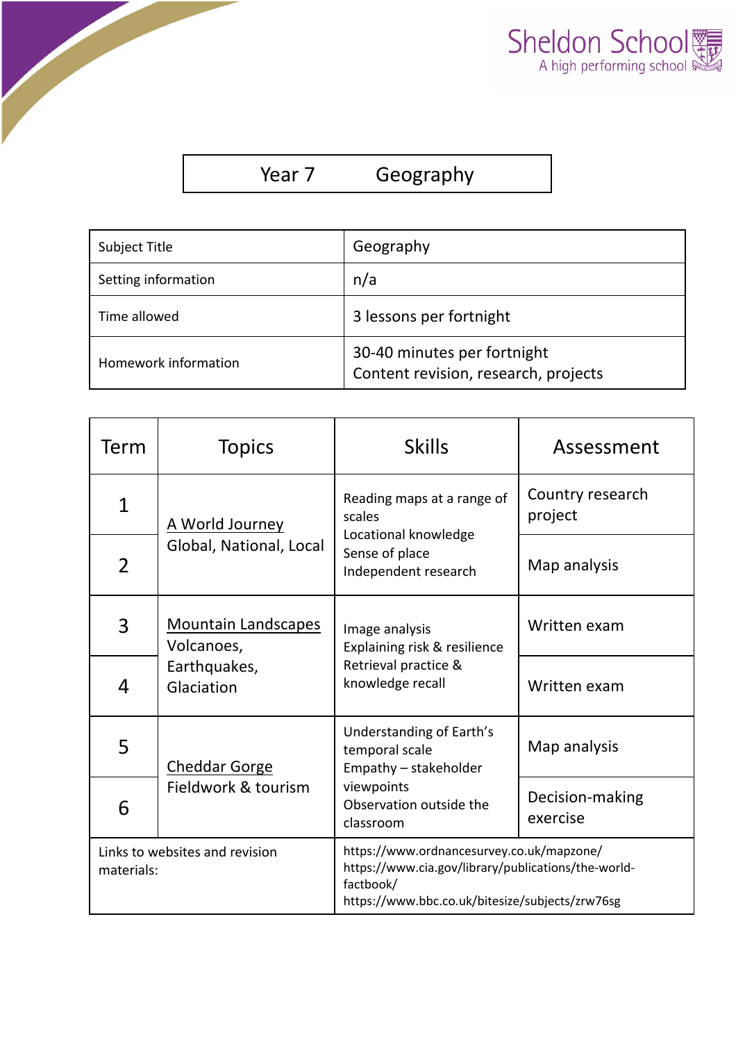Sheldon School
A high performing school

# Year 7 Geography

| Subject Title | Geography |
|---|---|
| Setting information | n/a |
| Time allowed | 3 lessons per fortnight |
| Homework information | 30-40 minutes per fortnight<br>Content revision, research, projects |

| Term | Topics | Skills | Assessment |
|---|---|---|---|
| 1 | A World Journey<br>Global, National, Local | Reading maps at a range of scales<br>Locational knowledge<br>Sense of place<br>Independent research | Country research project |
| 2 | | | Map analysis |
| 3 | Mountain Landscapes<br>Volcanoes, Earthquakes, Glaciation | Image analysis<br>Explaining risk & resilience<br>Retrieval practice & knowledge recall | Written exam |
| 4 | | | Written exam |
| 5 | Cheddar Gorge<br>Fieldwork & tourism | Understanding of Earth's temporal scale<br>Empathy – stakeholder viewpoints<br>Observation outside the classroom | Map analysis |
| 6 | | | Decision-making exercise |
| Links to websites and revision materials: | | https://www.ordnancesurvey.co.uk/mapzone/<br>https://www.cia.gov/library/publications/the-world-factbook/<br>https://www.bbc.co.uk/bitesize/subjects/zrw76sg | |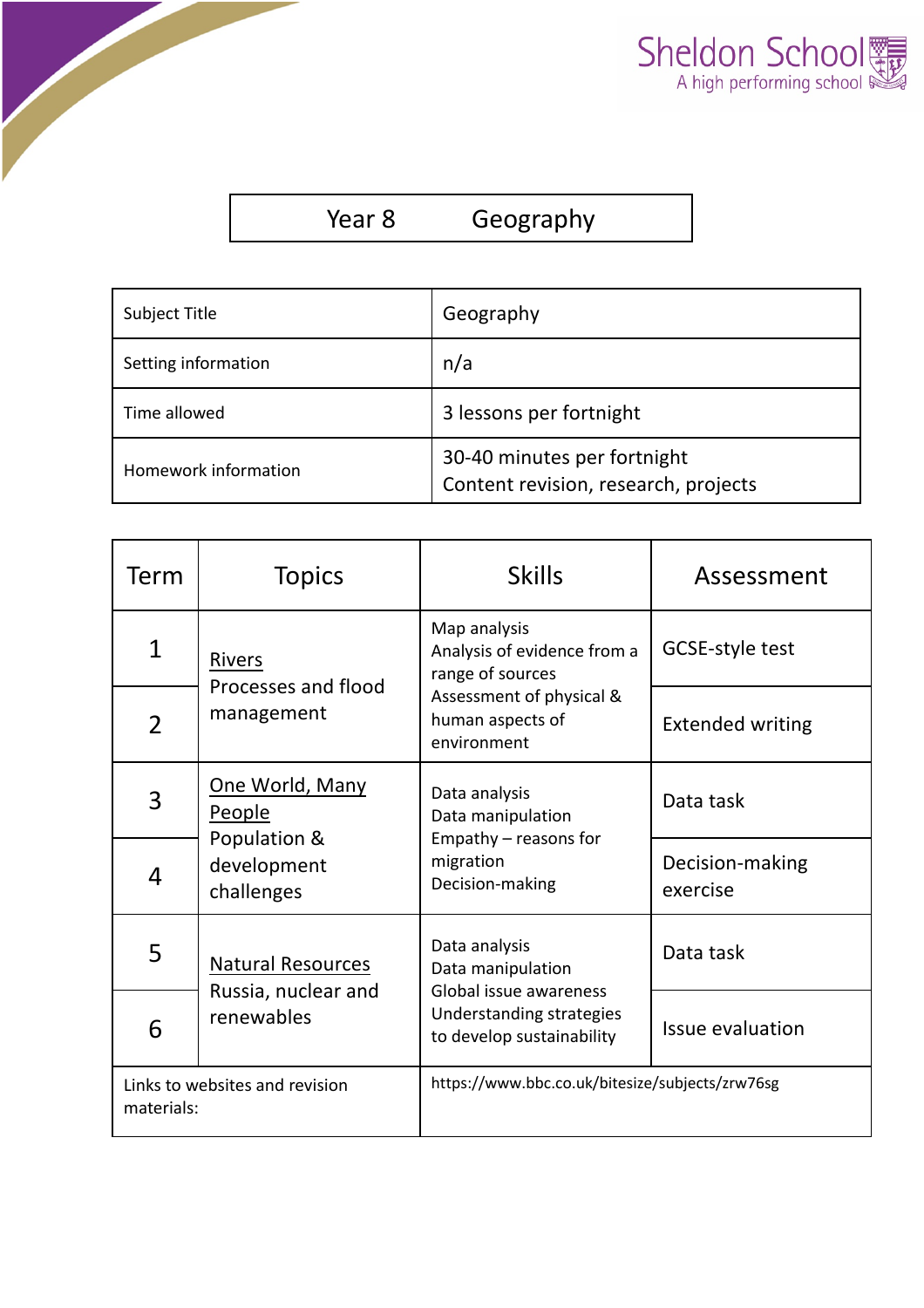Sheldon School
A high performing school

# Year 8 Geography

| Subject Title | Geography |
|---|---|
| Setting information | n/a |
| Time allowed | 3 lessons per fortnight |
| Homework information | 30-40 minutes per fortnight<br>Content revision, research, projects |

| Term | Topics | Skills | Assessment |
|---|---|---|---|
| 1 | Rivers<br>Processes and flood management | Map analysis<br>Analysis of evidence from a range of sources<br>Assessment of physical & human aspects of environment | GCSE-style test |
| 2 | | | Extended writing |
| 3 | One World, Many People<br>Population & development challenges | Data analysis<br>Data manipulation<br>Empathy – reasons for migration<br>Decision-making | Data task |
| 4 | | | Decision-making exercise |
| 5 | Natural Resources<br>Russia, nuclear and renewables | Data analysis<br>Data manipulation<br>Global issue awareness<br>Understanding strategies to develop sustainability | Data task |
| 6 | | | Issue evaluation |
| Links to websites and revision materials: | | https://www.bbc.co.uk/bitesize/subjects/zrw76sg | |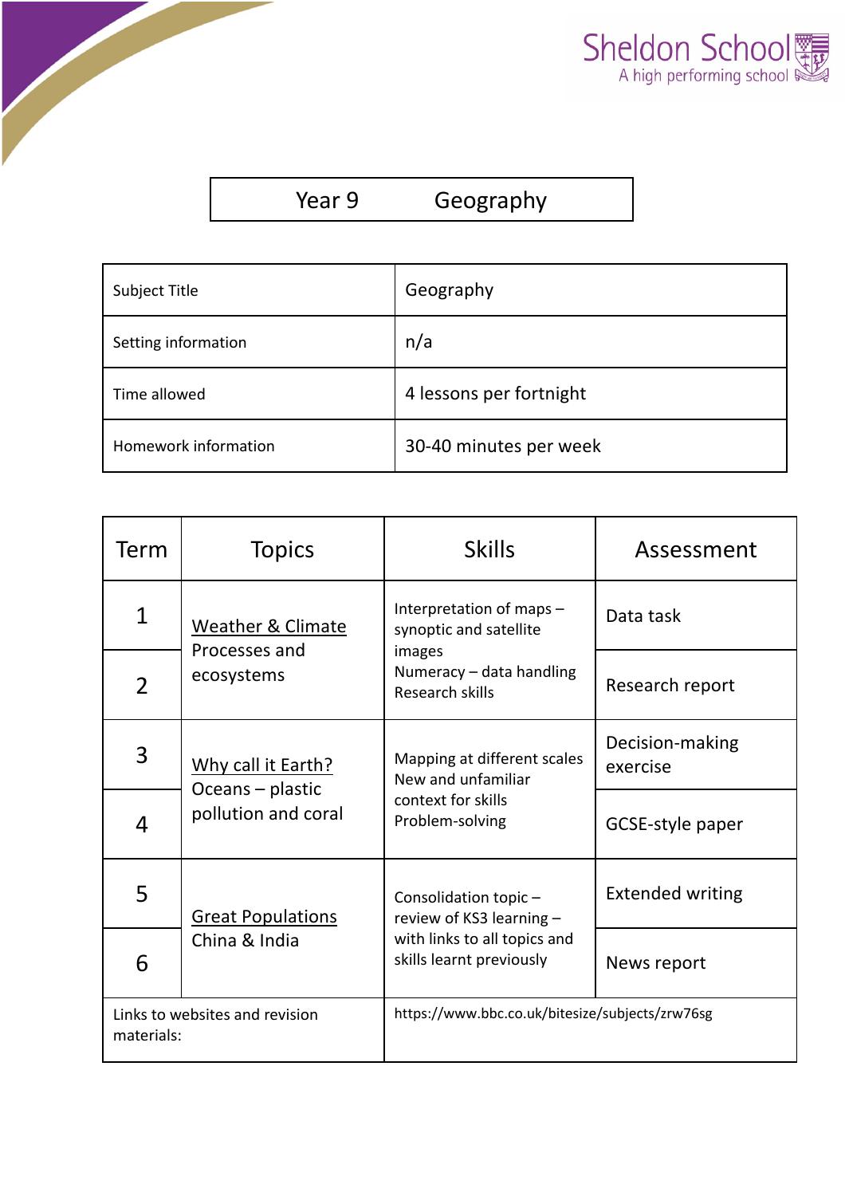Sheldon School
A high performing school

# Year 9 Geography

| | |
|---|---|
| Subject Title | Geography |
| Setting information | n/a |
| Time allowed | 4 lessons per fortnight |
| Homework information | 30-40 minutes per week |

| Term | Topics | Skills | Assessment |
|---|---|---|---|
| 1 | Weather & Climate Processes and ecosystems | Interpretation of maps – synoptic and satellite images Numeracy – data handling Research skills | Data task |
| 2 | | | Research report |
| 3 | Why call it Earth? Oceans – plastic pollution and coral | Mapping at different scales New and unfamiliar context for skills Problem-solving | Decision-making exercise |
| 4 | | | GCSE-style paper |
| 5 | Great Populations China & India | Consolidation topic – review of KS3 learning – with links to all topics and skills learnt previously | Extended writing |
| 6 | | | News report |
| Links to websites and revision materials: | | https://www.bbc.co.uk/bitesize/subjects/zrw76sg | |